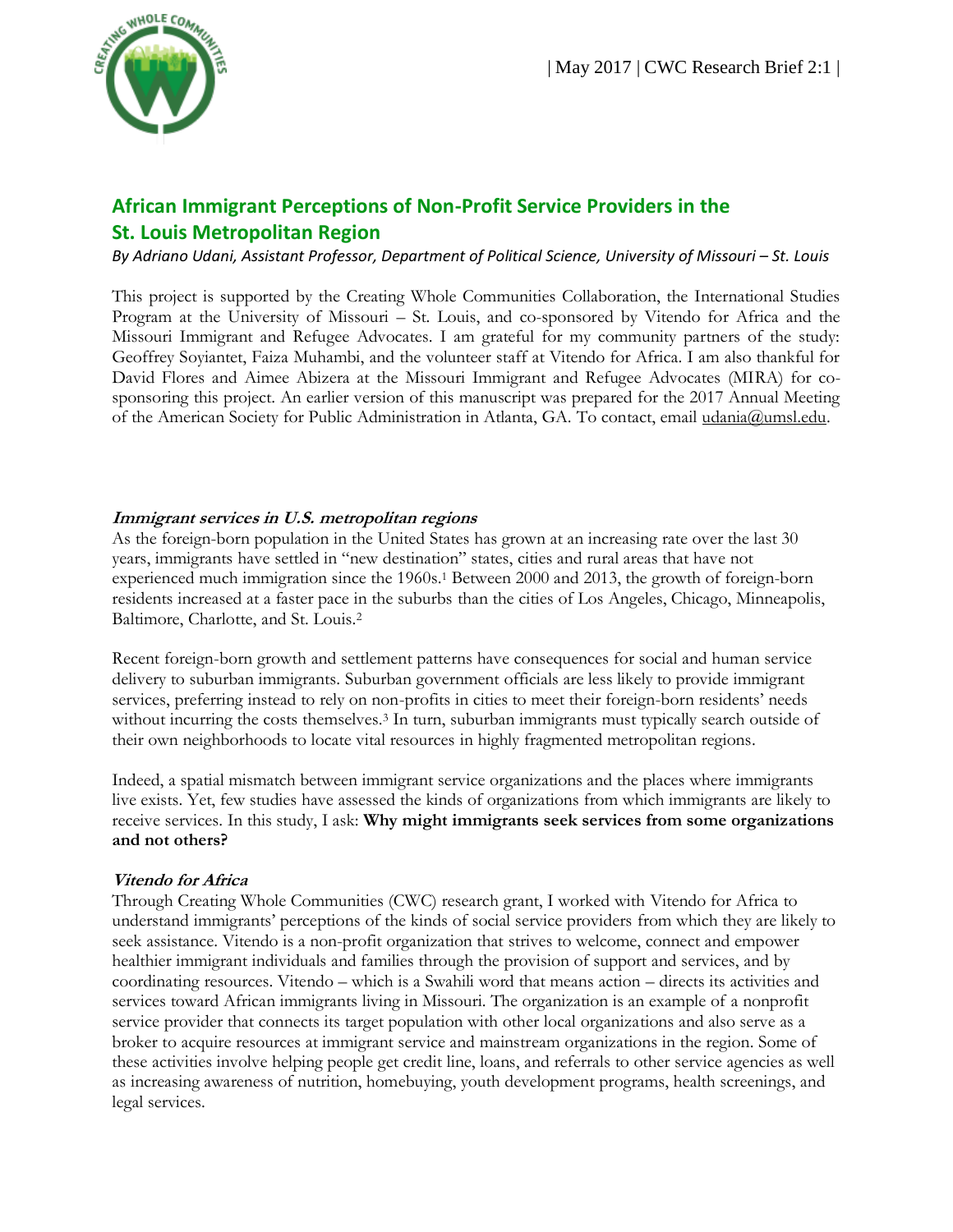| May 2017 | CWC Research Brief 2:1 |

# African Immigrant Perceptions of Non-Profit Service Providers in the St. Louis Metropolitan Region

*By Adriano Udani, Assistant Professor, Department of Political Science, University of Missouri – St. Louis*

This project is supported by the Creating Whole Communities Collaboration, the International Studies Program at the University of Missouri – St. Louis, and co-sponsored by Vitendo for Africa and the Missouri Immigrant and Refugee Advocates. I am grateful for my community partners of the study: Geoffrey Soyiantet, Faiza Muhambi, and the volunteer staff at Vitendo for Africa. I am also thankful for David Flores and Aimee Abizera at the Missouri Immigrant and Refugee Advocates (MIRA) for co-sponsoring this project. An earlier version of this manuscript was prepared for the 2017 Annual Meeting of the American Society for Public Administration in Atlanta, GA. To contact, email udania@umsl.edu.

### *Immigrant services in U.S. metropolitan regions*

As the foreign-born population in the United States has grown at an increasing rate over the last 30 years, immigrants have settled in "new destination" states, cities and rural areas that have not experienced much immigration since the 1960s.[1] Between 2000 and 2013, the growth of foreign-born residents increased at a faster pace in the suburbs than the cities of Los Angeles, Chicago, Minneapolis, Baltimore, Charlotte, and St. Louis.[2]

Recent foreign-born growth and settlement patterns have consequences for social and human service delivery to suburban immigrants. Suburban government officials are less likely to provide immigrant services, preferring instead to rely on non-profits in cities to meet their foreign-born residents' needs without incurring the costs themselves.[3] In turn, suburban immigrants must typically search outside of their own neighborhoods to locate vital resources in highly fragmented metropolitan regions.

Indeed, a spatial mismatch between immigrant service organizations and the places where immigrants live exists. Yet, few studies have assessed the kinds of organizations from which immigrants are likely to receive services. In this study, I ask: **Why might immigrants seek services from some organizations and not others?**

### *Vitendo for Africa*

Through Creating Whole Communities (CWC) research grant, I worked with Vitendo for Africa to understand immigrants' perceptions of the kinds of social service providers from which they are likely to seek assistance. Vitendo is a non-profit organization that strives to welcome, connect and empower healthier immigrant individuals and families through the provision of support and services, and by coordinating resources. Vitendo – which is a Swahili word that means action – directs its activities and services toward African immigrants living in Missouri. The organization is an example of a nonprofit service provider that connects its target population with other local organizations and also serve as a broker to acquire resources at immigrant service and mainstream organizations in the region. Some of these activities involve helping people get credit line, loans, and referrals to other service agencies as well as increasing awareness of nutrition, homebuying, youth development programs, health screenings, and legal services.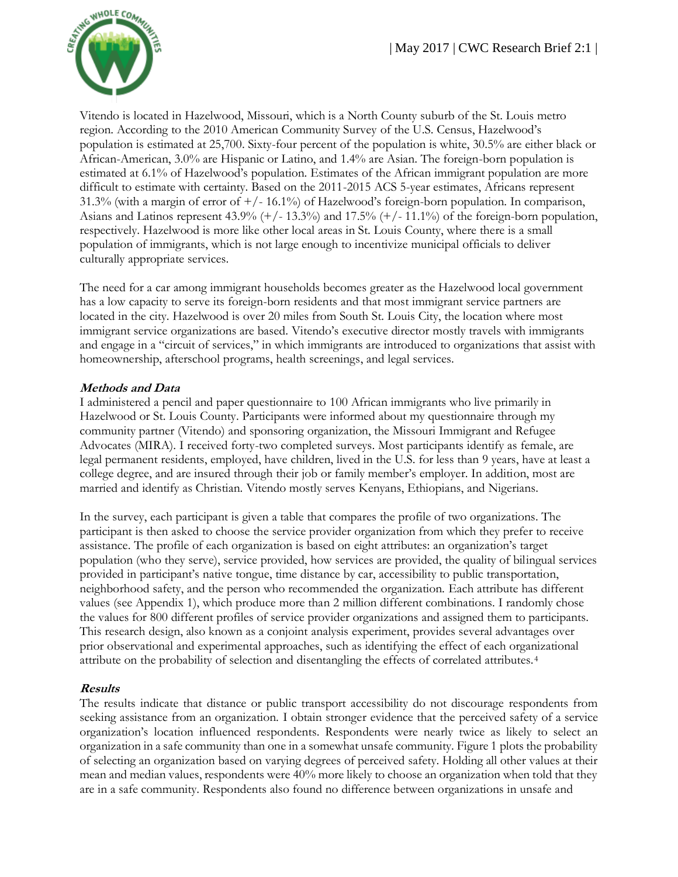Vitendo is located in Hazelwood, Missouri, which is a North County suburb of the St. Louis metro region. According to the 2010 American Community Survey of the U.S. Census, Hazelwood's population is estimated at 25,700. Sixty-four percent of the population is white, 30.5% are either black or African-American, 3.0% are Hispanic or Latino, and 1.4% are Asian. The foreign-born population is estimated at 6.1% of Hazelwood's population. Estimates of the African immigrant population are more difficult to estimate with certainty. Based on the 2011-2015 ACS 5-year estimates, Africans represent 31.3% (with a margin of error of +/- 16.1%) of Hazelwood's foreign-born population. In comparison, Asians and Latinos represent 43.9% (+/- 13.3%) and 17.5% (+/- 11.1%) of the foreign-born population, respectively. Hazelwood is more like other local areas in St. Louis County, where there is a small population of immigrants, which is not large enough to incentivize municipal officials to deliver culturally appropriate services.

The need for a car among immigrant households becomes greater as the Hazelwood local government has a low capacity to serve its foreign-born residents and that most immigrant service partners are located in the city. Hazelwood is over 20 miles from South St. Louis City, the location where most immigrant service organizations are based. Vitendo's executive director mostly travels with immigrants and engage in a "circuit of services," in which immigrants are introduced to organizations that assist with homeownership, afterschool programs, health screenings, and legal services.

### *Methods and Data*

I administered a pencil and paper questionnaire to 100 African immigrants who live primarily in Hazelwood or St. Louis County. Participants were informed about my questionnaire through my community partner (Vitendo) and sponsoring organization, the Missouri Immigrant and Refugee Advocates (MIRA). I received forty-two completed surveys. Most participants identify as female, are legal permanent residents, employed, have children, lived in the U.S. for less than 9 years, have at least a college degree, and are insured through their job or family member's employer. In addition, most are married and identify as Christian. Vitendo mostly serves Kenyans, Ethiopians, and Nigerians.

In the survey, each participant is given a table that compares the profile of two organizations. The participant is then asked to choose the service provider organization from which they prefer to receive assistance. The profile of each organization is based on eight attributes: an organization's target population (who they serve), service provided, how services are provided, the quality of bilingual services provided in participant's native tongue, time distance by car, accessibility to public transportation, neighborhood safety, and the person who recommended the organization. Each attribute has different values (see Appendix 1), which produce more than 2 million different combinations. I randomly chose the values for 800 different profiles of service provider organizations and assigned them to participants. This research design, also known as a conjoint analysis experiment, provides several advantages over prior observational and experimental approaches, such as identifying the effect of each organizational attribute on the probability of selection and disentangling the effects of correlated attributes.[4]

### *Results*

The results indicate that distance or public transport accessibility do not discourage respondents from seeking assistance from an organization. I obtain stronger evidence that the perceived safety of a service organization's location influenced respondents. Respondents were nearly twice as likely to select an organization in a safe community than one in a somewhat unsafe community. Figure 1 plots the probability of selecting an organization based on varying degrees of perceived safety. Holding all other values at their mean and median values, respondents were 40% more likely to choose an organization when told that they are in a safe community. Respondents also found no difference between organizations in unsafe and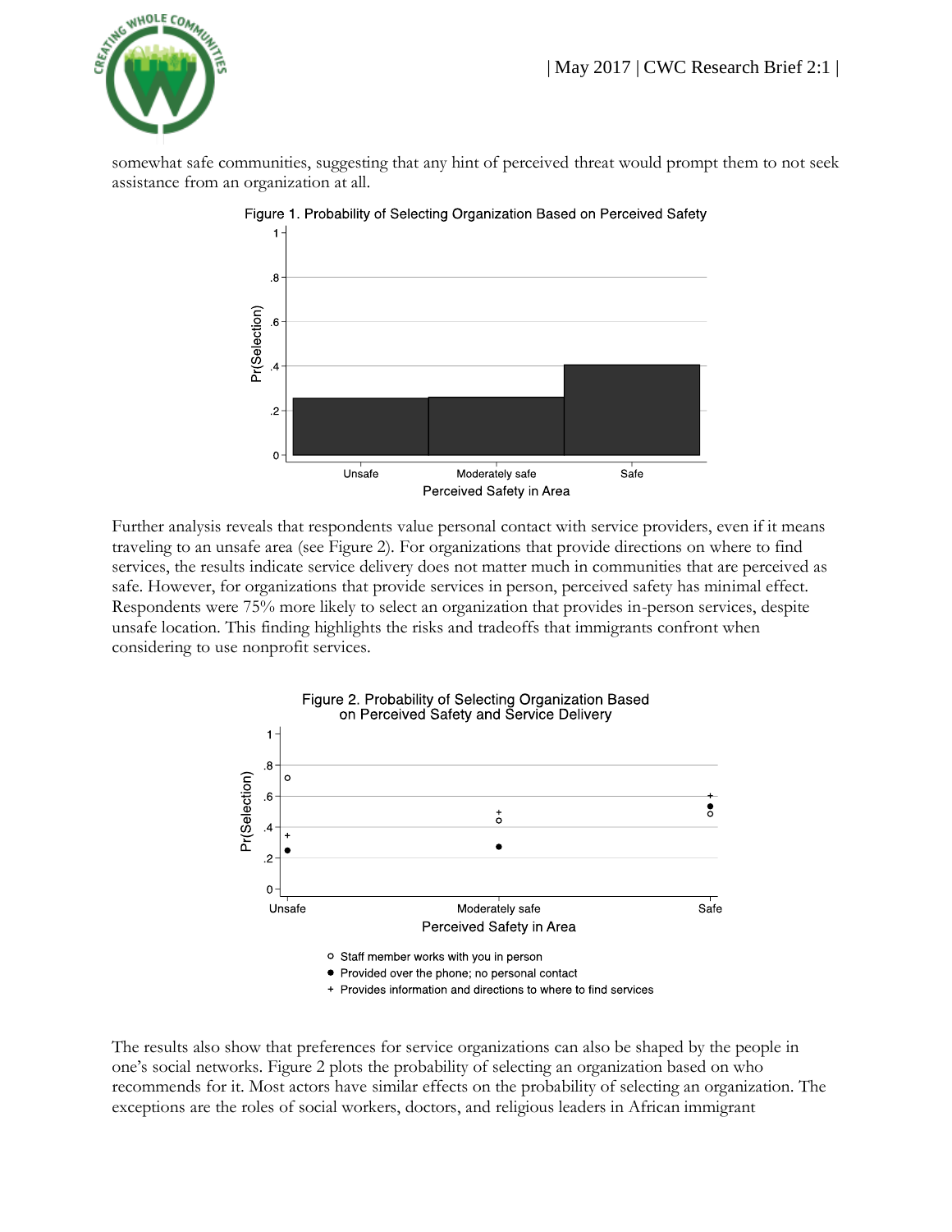somewhat safe communities, suggesting that any hint of perceived threat would prompt them to not seek assistance from an organization at all.

Figure 1. Probability of Selecting Organization Based on Perceived Safety

Further analysis reveals that respondents value personal contact with service providers, even if it means traveling to an unsafe area (see Figure 2). For organizations that provide directions on where to find services, the results indicate service delivery does not matter much in communities that are perceived as safe. However, for organizations that provide services in person, perceived safety has minimal effect. Respondents were 75% more likely to select an organization that provides in-person services, despite unsafe location. This finding highlights the risks and tradeoffs that immigrants confront when considering to use nonprofit services.

Figure 2. Probability of Selecting Organization Based on Perceived Safety and Service Delivery

The results also show that preferences for service organizations can also be shaped by the people in one's social networks. Figure 2 plots the probability of selecting an organization based on who recommends for it. Most actors have similar effects on the probability of selecting an organization. The exceptions are the roles of social workers, doctors, and religious leaders in African immigrant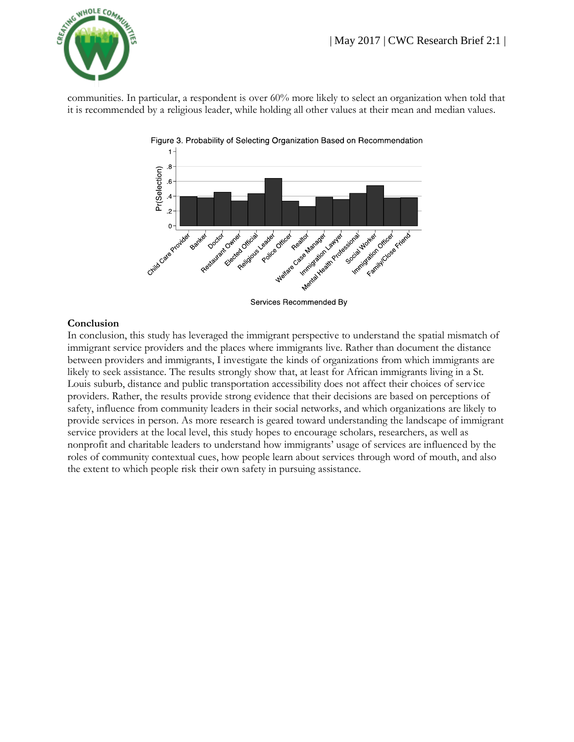communities. In particular, a respondent is over 60% more likely to select an organization when told that it is recommended by a religious leader, while holding all other values at their mean and median values.

Figure 3. Probability of Selecting Organization Based on Recommendation

### Conclusion

In conclusion, this study has leveraged the immigrant perspective to understand the spatial mismatch of immigrant service providers and the places where immigrants live. Rather than document the distance between providers and immigrants, I investigate the kinds of organizations from which immigrants are likely to seek assistance. The results strongly show that, at least for African immigrants living in a St. Louis suburb, distance and public transportation accessibility does not affect their choices of service providers. Rather, the results provide strong evidence that their decisions are based on perceptions of safety, influence from community leaders in their social networks, and which organizations are likely to provide services in person. As more research is geared toward understanding the landscape of immigrant service providers at the local level, this study hopes to encourage scholars, researchers, as well as nonprofit and charitable leaders to understand how immigrants' usage of services are influenced by the roles of community contextual cues, how people learn about services through word of mouth, and also the extent to which people risk their own safety in pursuing assistance.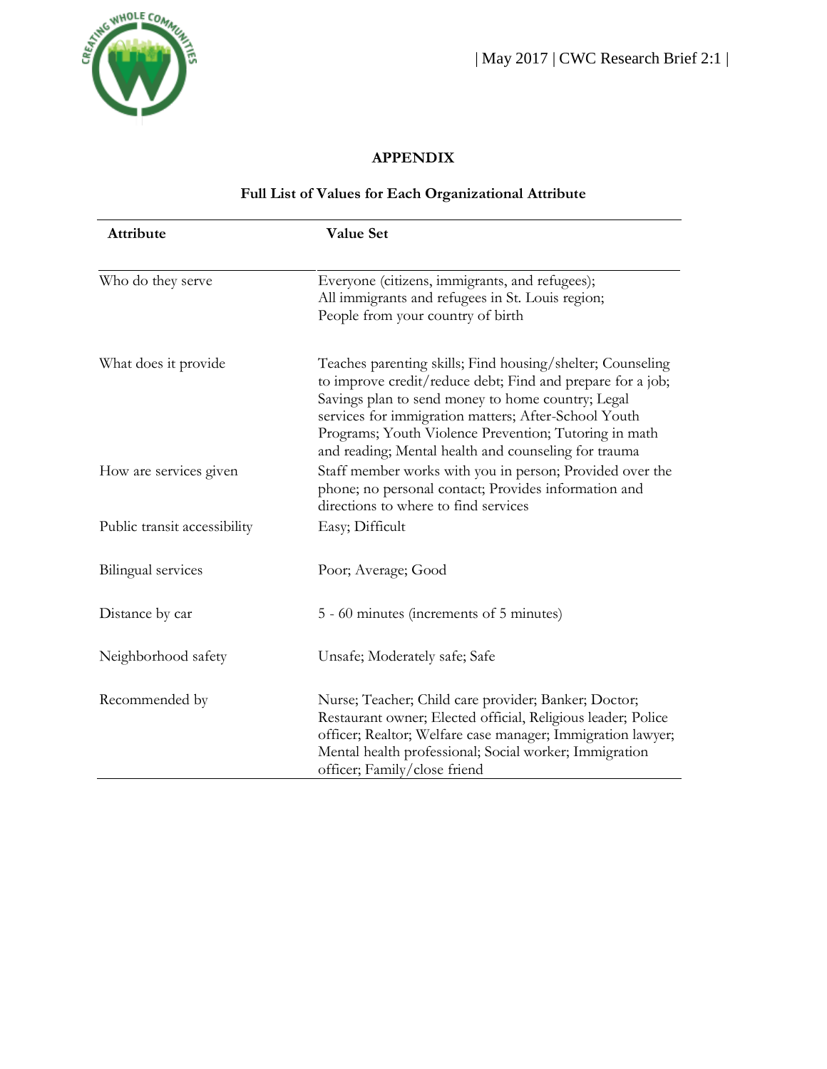# APPENDIX

## Full List of Values for Each Organizational Attribute

| Attribute | Value Set |
| --- | --- |
| Who do they serve | Everyone (citizens, immigrants, and refugees); All immigrants and refugees in St. Louis region; People from your country of birth |
| What does it provide | Teaches parenting skills; Find housing/shelter; Counseling to improve credit/reduce debt; Find and prepare for a job; Savings plan to send money to home country; Legal services for immigration matters; After-School Youth Programs; Youth Violence Prevention; Tutoring in math and reading; Mental health and counseling for trauma |
| How are services given | Staff member works with you in person; Provided over the phone; no personal contact; Provides information and directions to where to find services |
| Public transit accessibility | Easy; Difficult |
| Bilingual services | Poor; Average; Good |
| Distance by car | 5 - 60 minutes (increments of 5 minutes) |
| Neighborhood safety | Unsafe; Moderately safe; Safe |
| Recommended by | Nurse; Teacher; Child care provider; Banker; Doctor; Restaurant owner; Elected official, Religious leader; Police officer; Realtor; Welfare case manager; Immigration lawyer; Mental health professional; Social worker; Immigration officer; Family/close friend |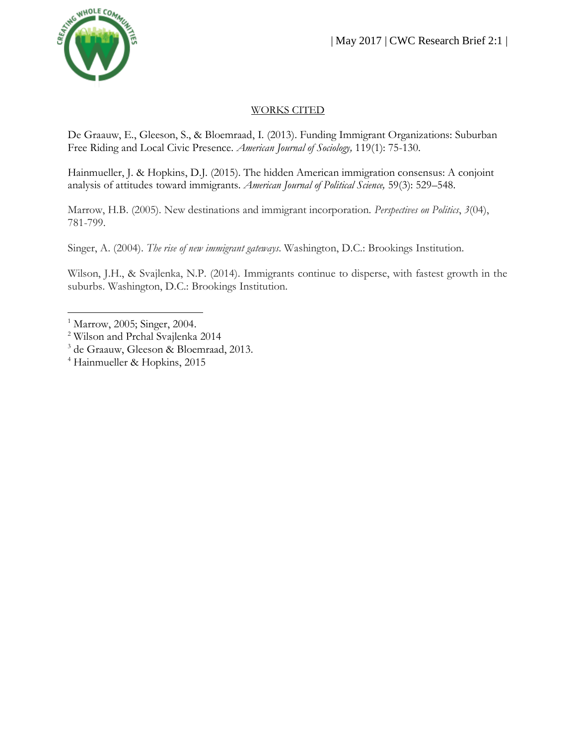## WORKS CITED

De Graauw, E., Gleeson, S., & Bloemraad, I. (2013). Funding Immigrant Organizations: Suburban Free Riding and Local Civic Presence. *American Journal of Sociology,* 119(1): 75-130.

Hainmueller, J. & Hopkins, D.J. (2015). The hidden American immigration consensus: A conjoint analysis of attitudes toward immigrants. *American Journal of Political Science,* 59(3): 529–548.

Marrow, H.B. (2005). New destinations and immigrant incorporation. *Perspectives on Politics*, *3*(04), 781-799.

Singer, A. (2004). *The rise of new immigrant gateways*. Washington, D.C.: Brookings Institution.

Wilson, J.H., & Svajlenka, N.P. (2014). Immigrants continue to disperse, with fastest growth in the suburbs. Washington, D.C.: Brookings Institution.

---

[1] Marrow, 2005; Singer, 2004.

[2] Wilson and Prchal Svajlenka 2014

[3] de Graauw, Gleeson & Bloemraad, 2013.

[4] Hainmueller & Hopkins, 2015